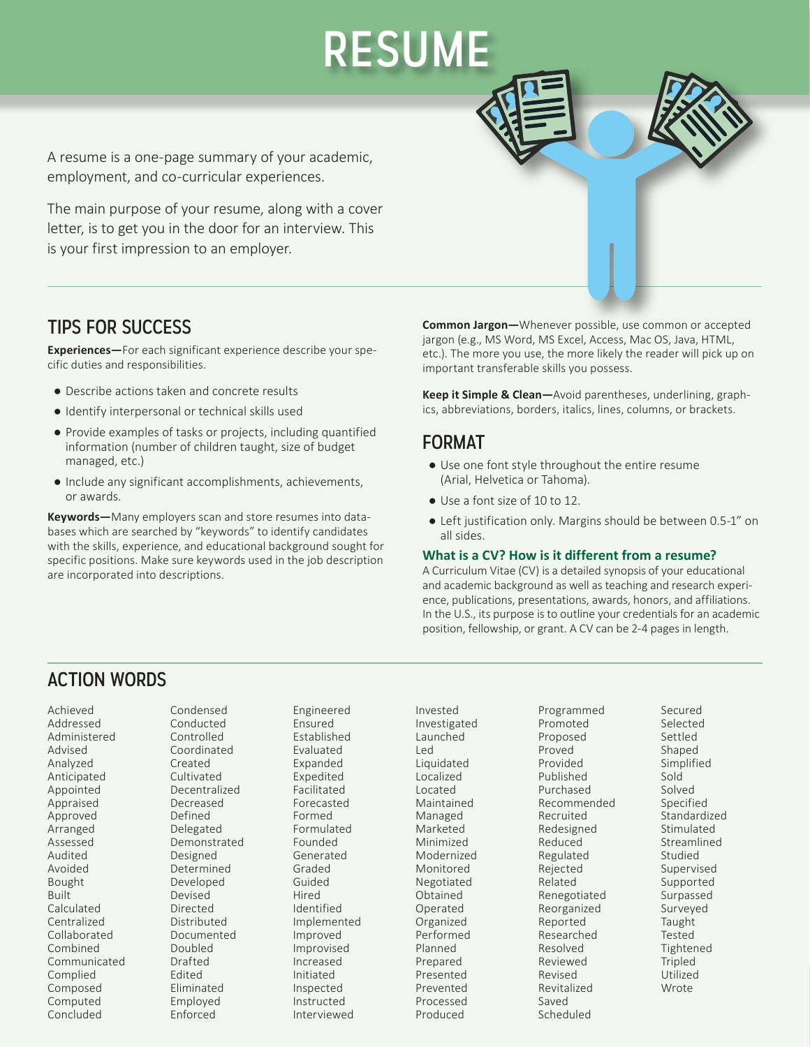# RESUME

A resume is a one-page summary of your academic, employment, and co-curricular experiences.

The main purpose of your resume, along with a cover letter, is to get you in the door for an interview. This is your first impression to an employer.

## TIPS FOR SUCCESS

**Experiences—**For each significant experience describe your specific duties and responsibilities.

- Describe actions taken and concrete results
- Identify interpersonal or technical skills used
- Provide examples of tasks or projects, including quantified information (number of children taught, size of budget managed, etc.)
- Include any significant accomplishments, achievements, or awards.

**Keywords—**Many employers scan and store resumes into databases which are searched by "keywords" to identify candidates with the skills, experience, and educational background sought for specific positions. Make sure keywords used in the job description are incorporated into descriptions.

**Common Jargon—**Whenever possible, use common or accepted jargon (e.g., MS Word, MS Excel, Access, Mac OS, Java, HTML, etc.). The more you use, the more likely the reader will pick up on important transferable skills you possess.

**Keep it Simple & Clean—**Avoid parentheses, underlining, graphics, abbreviations, borders, italics, lines, columns, or brackets.

## FORMAT

- Use one font style throughout the entire resume (Arial, Helvetica or Tahoma).
- Use a font size of 10 to 12.
- Left justification only. Margins should be between 0.5-1" on all sides.

### What is a CV? How is it different from a resume?

A Curriculum Vitae (CV) is a detailed synopsis of your educational and academic background as well as teaching and research experience, publications, presentations, awards, honors, and affiliations. In the U.S., its purpose is to outline your credentials for an academic position, fellowship, or grant. A CV can be 2-4 pages in length.

## ACTION WORDS

Achieved
Addressed
Administered
Advised
Analyzed
Anticipated
Appointed
Appraised
Approved
Arranged
Assessed
Audited
Avoided
Bought
Built
Calculated
Centralized
Collaborated
Combined
Communicated
Complied
Composed
Computed
Concluded
Condensed
Conducted
Controlled
Coordinated
Created
Cultivated
Decentralized
Decreased
Defined
Delegated
Demonstrated
Designed
Determined
Developed
Devised
Directed
Distributed
Documented
Doubled
Drafted
Edited
Eliminated
Employed
Enforced
Engineered
Ensured
Established
Evaluated
Expanded
Expedited
Facilitated
Forecasted
Formed
Formulated
Founded
Generated
Graded
Guided
Hired
Identified
Implemented
Improved
Improvised
Increased
Initiated
Inspected
Instructed
Interviewed
Invested
Investigated
Launched
Led
Liquidated
Localized
Located
Maintained
Managed
Marketed
Minimized
Modernized
Monitored
Negotiated
Obtained
Operated
Organized
Performed
Planned
Prepared
Presented
Prevented
Processed
Produced
Programmed
Promoted
Proposed
Proved
Provided
Published
Purchased
Recommended
Recruited
Redesigned
Reduced
Regulated
Rejected
Related
Renegotiated
Reorganized
Reported
Researched
Resolved
Reviewed
Revised
Revitalized
Saved
Scheduled
Secured
Selected
Settled
Shaped
Simplified
Sold
Solved
Specified
Standardized
Stimulated
Streamlined
Studied
Supervised
Supported
Surpassed
Surveyed
Taught
Tested
Tightened
Tripled
Utilized
Wrote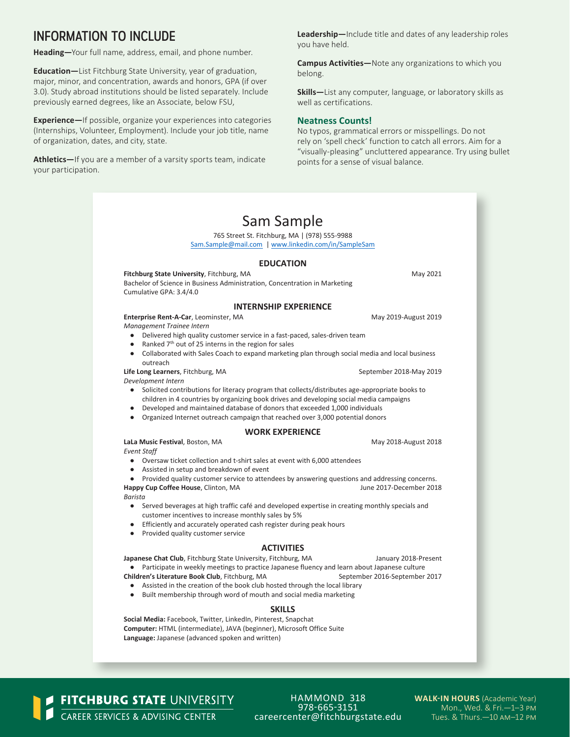## INFORMATION TO INCLUDE

**Heading—**Your full name, address, email, and phone number.

**Education—**List Fitchburg State University, year of graduation, major, minor, and concentration, awards and honors, GPA (if over 3.0). Study abroad institutions should be listed separately. Include previously earned degrees, like an Associate, below FSU,

**Experience—**If possible, organize your experiences into categories (Internships, Volunteer, Employment). Include your job title, name of organization, dates, and city, state.

**Athletics—**If you are a member of a varsity sports team, indicate your participation.

**Leadership—**Include title and dates of any leadership roles you have held.

**Campus Activities—**Note any organizations to which you belong.

**Skills—**List any computer, language, or laboratory skills as well as certifications.

### Neatness Counts!

No typos, grammatical errors or misspellings. Do not rely on 'spell check' function to catch all errors. Aim for a "visually-pleasing" uncluttered appearance. Try using bullet points for a sense of visual balance.

# Sam Sample

765 Street St. Fitchburg, MA | (978) 555-9988
Sam.Sample@mail.com | www.linkedin.com/in/SampleSam

## EDUCATION

**Fitchburg State University**, Fitchburg, MA — May 2021
Bachelor of Science in Business Administration, Concentration in Marketing
Cumulative GPA: 3.4/4.0

## INTERNSHIP EXPERIENCE

**Enterprise Rent-A-Car**, Leominster, MA — May 2019-August 2019
*Management Trainee Intern*

- Delivered high quality customer service in a fast-paced, sales-driven team
- Ranked 7th out of 25 interns in the region for sales
- Collaborated with Sales Coach to expand marketing plan through social media and local business outreach

**Life Long Learners**, Fitchburg, MA — September 2018-May 2019
*Development Intern*

- Solicited contributions for literacy program that collects/distributes age-appropriate books to children in 4 countries by organizing book drives and developing social media campaigns
- Developed and maintained database of donors that exceeded 1,000 individuals
- Organized Internet outreach campaign that reached over 3,000 potential donors

## WORK EXPERIENCE

**LaLa Music Festival**, Boston, MA — May 2018-August 2018
*Event Staff*

- Oversaw ticket collection and t-shirt sales at event with 6,000 attendees
- Assisted in setup and breakdown of event
- Provided quality customer service to attendees by answering questions and addressing concerns.

**Happy Cup Coffee House**, Clinton, MA — June 2017-December 2018
*Barista*

- Served beverages at high traffic café and developed expertise in creating monthly specials and customer incentives to increase monthly sales by 5%
- Efficiently and accurately operated cash register during peak hours
- Provided quality customer service

## ACTIVITIES

**Japanese Chat Club**, Fitchburg State University, Fitchburg, MA — January 2018-Present

- Participate in weekly meetings to practice Japanese fluency and learn about Japanese culture

**Children's Literature Book Club**, Fitchburg, MA — September 2016-September 2017

- Assisted in the creation of the book club hosted through the local library
- Built membership through word of mouth and social media marketing

## SKILLS

**Social Media:** Facebook, Twitter, LinkedIn, Pinterest, Snapchat
**Computer:** HTML (intermediate), JAVA (beginner), Microsoft Office Suite
**Language:** Japanese (advanced spoken and written)

**FITCHBURG STATE UNIVERSITY**
CAREER SERVICES & ADVISING CENTER

HAMMOND 318
978-665-3151
careercenter@fitchburgstate.edu

**WALK-IN HOURS** (Academic Year)
Mon., Wed. & Fri.—1–3 PM
Tues. & Thurs.—10 AM–12 PM